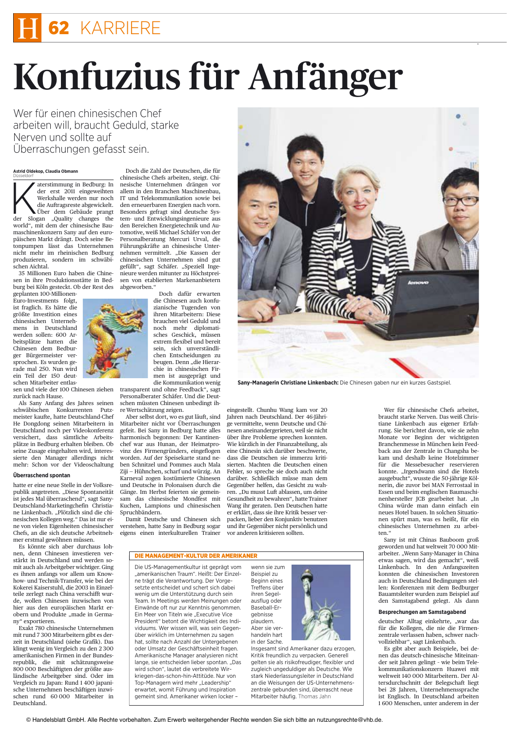# Konfuzius für Anfänger

Wer für einen chinesischen Chef arbeiten will, braucht Geduld, starke Nerven und sollte auf Überraschungen gefasst sein.

**Astrid Oldekop, Claudia Obmann**
Düsseldorf

Katerstimmung in Bedburg: In der erst 2011 eingeweihten Werkshalle werden nur noch die Auftragsreste abgewickelt. Über dem Gebäude prangt der Slogan „Quality changes the world", mit dem der chinesische Baumaschinenkonzern Sany auf den europäischen Markt drängt. Doch seine Betonpumpen lässt das Unternehmen nicht mehr im rheinischen Bedburg produzieren, sondern im schwäbischen Aichtal.

35 Millionen Euro haben die Chinesen in ihre Produktionsstätte in Bedburg bei Köln gesteckt. Ob der Rest des geplanten 100-Millionen-Euro-Investments folgt, ist fraglich. Es hätte die größte Investition eines chinesischen Unternehmens in Deutschland werden sollen: 600 Arbeitsplätze hatten die Chinesen dem Bedburger Bürgermeister versprochen. Es wurden gerade mal 250. Nun wird ein Teil der 150 deutschen Mitarbeiter entlassen und viele der 100 Chinesen ziehen zurück nach Hause.

Als Sany Anfang des Jahres seinen schwäbischen Konkurrenten Putzmeister kaufte, hatte Deutschland-Chef He Dongdong seinen Mitarbeitern in Deutschland noch per Videokonferenz versichert, dass sämtliche Arbeitsplätze in Bedburg erhalten bleiben. Ob seine Zusage eingehalten wird, interessierte den Manager allerdings nicht mehr: Schon vor der Videoschaltung

### Überraschend spontan

hatte er eine neue Stelle in der Volksrepublik angetreten. „Die Spontaneität ist jedes Mal überraschend", sagt Sany-Deutschland-Marketingchefin Christiane Linkenbach. „Plötzlich sind die chinesischen Kollegen weg." Das ist nur eine von vielen Eigenheiten chinesischer Chefs, an die sich deutsche Arbeitnehmer erstmal gewöhnen müssen.

Es könnte sich aber durchaus lohnen, denn Chinesen investieren verstärkt in Deutschland und werden somit auch als Arbeitgeber wichtiger. Ging es ihnen anfangs vor allem um Know-how- und Technik-Transfer, wie bei der Kokerei Kaiserstuhl, die 2003 in Einzelteile zerlegt nach China verschifft wurde, wollen Chinesen inzwischen von hier aus den europäischen Markt erobern und Produkte „made in Germany" exportieren.

Exakt 780 chinesische Unternehmen mit rund 7 300 Mitarbeitern gibt es derzeit in Deutschland (siehe Grafik). Das klingt wenig im Vergleich zu den 2 300 amerikanischen Firmen in der Bundesrepublik, die mit schätzungsweise 800 000 Beschäftigten der größte ausländische Arbeitgeber sind. Oder im Vergleich zu Japan: Rund 1 400 japanische Unternehmen beschäftigen inzwischen rund 60 000 Mitarbeiter in Deutschland.

Doch die Zahl der Deutschen, die für chinesische Chefs arbeiten, steigt. Chinesische Unternehmen drängen vor allem in den Branchen Maschinenbau, IT und Telekommunikation sowie bei den erneuerbaren Energien nach vorn. Besonders gefragt sind deutsche System- und Entwicklungsingenieure aus den Bereichen Energietechnik und Automotive, weiß Michael Schäfer von der Personalberatung Mercuri Urval, die Führungskräfte an chinesische Unternehmen vermittelt. „Die Kassen der chinesischen Unternehmen sind gut gefüllt", sagt Schäfer. „Speziell Ingenieure werden mitunter zu Höchstpreisen von etablierten Markenanbietern abgeworben."

Doch dafür erwarten die Chinesen auch konfuzianische Tugenden von ihren Mitarbeitern: Diese brauchen viel Geduld und noch mehr diplomatisches Geschick, müssen extrem flexibel und bereit sein, sich unverständlichen Entscheidungen zu beugen. Denn „die Hierarchie in chinesischen Firmen ist ausgeprägt und die Kommunikation wenig transparent und ohne Feedback", sagt Personalberater Schäfer. Und die Deutschen müssten Chinesen unbedingt ihre Wertschätzung zeigen.

Aber selbst dort, wo es gut läuft, sind Mitarbeiter nicht vor Überraschungen gefeit. Bei Sany in Bedburg hatte alles harmonisch begonnen: Der Kantinenchef war aus Hunan, der Heimatprovinz des Firmengründers, eingeflogen worden. Auf der Speisekarte stand neben Schnitzel und Pommes auch Mala Ziji – Hühnchen, scharf und würzig. An Karneval zogen kostümierte Chinesen und Deutsche in Polonaisen durch die Gänge. Im Herbst feierten sie gemeinsam das chinesische Mondfest mit Kuchen, Lampions und chinesischen Spruchbändern.

Damit Deutsche und Chinesen sich verstehen, hatte Sany in Bedburg sogar eigens einen interkulturellen Trainer eingestellt. Chunhu Wang kam vor 20 Jahren nach Deutschland. Der 46-Jährige vermittelte, wenn Deutsche und Chinesen aneinandergerieten, weil sie nicht über ihre Probleme sprechen konnten. Wie kürzlich in der Finanzabteilung, als eine Chinesin sich darüber beschwerte, dass die Deutschen sie immerzu kritisierten. Machten die Deutschen einen Fehler, so spreche sie doch auch nicht darüber. Schließlich müsse man dem Gegenüber helfen, das Gesicht zu wahren. „Du musst Luft ablassen, um deine Gesundheit zu bewahren", hatte Trainer Wang ihr geraten. Den Deutschen hatte er erklärt, dass sie ihre Kritik besser verpacken, lieber den Konjunktiv benutzen und ihr Gegenüber nicht persönlich und vor anderen kritisieren sollten.

**Sany-Managerin Christiane Linkenbach:** Die Chinesen gaben nur ein kurzes Gastspiel.

Wer für chinesische Chefs arbeitet, braucht starke Nerven. Das weiß Christiane Linkenbach aus eigener Erfahrung. Sie berichtet davon, wie sie zehn Monate vor Beginn der wichtigsten Branchenmesse in München kein Feedback aus der Zentrale in Changsha bekam und deshalb keine Hotelzimmer für die Messebesucher reservieren konnte. „Irgendwann sind die Hotels ausgebucht", wusste die 50-jährige Kölnerin, die zuvor bei MAN Ferrostaal in Essen und beim englischen Baumaschinenhersteller JCB gearbeitet hat. „In China würde man dann einfach ein neues Hotel bauen. In solchen Situationen spürt man, was es heißt, für ein chinesisches Unternehmen zu arbeiten."

Sany ist mit Chinas Bauboom groß geworden und hat weltweit 70 000 Mitarbeiter. „Wenn Sany-Manager in China etwas sagen, wird das gemacht", weiß Linkenbach. In den Anfangszeiten konnten die chinesischen Investoren auch in Deutschland Bedingungen stellen: Konferenzen mit dem Bedburger Bauamtsleiter wurden zum Beispiel auf den Samstagabend gelegt. Als dann

### Besprechungen am Samstagabend

deutscher Alltag einkehrte, „war das für die Kollegen, die nie die Firmenzentrale verlassen haben, schwer nachvollziehbar", sagt Linkenbach.

Es gibt aber auch Beispiele, bei denen das deutsch-chinesische Miteinander seit Jahren gelingt - wie beim Telekommunikationskonzern Huawei mit weltweit 140 000 Mitarbeitern. Der Altersdurchschnitt der Belegschaft liegt bei 28 Jahren, Unternehmenssprache ist Englisch. In Deutschland arbeiten 1 600 Menschen, unter anderem in der

---

**DIE MANAGEMENT-KULTUR DER AMERIKANER**

Die US-Managementkultur ist geprägt vom „amerikanischen Traum". Heißt: Der Einzelne trägt die Verantwortung. Der Vorgesetzte entscheidet und schert sich dabei wenig um die Unterstützung durch sein Team. In Meetings werden Meinungen oder Einwände oft nur zur Kenntnis genommen. Ein Meer von Titeln wie „Executive Vice President" betont die Wichtigkeit des Individuums. Wer wissen will, was sein Gegenüber wirklich im Unternehmen zu sagen hat, sollte nach Anzahl der Untergebenen oder Umsatz der Geschäftseinheit fragen. Amerikanische Manager analysieren nicht lange, sie entscheiden lieber spontan. „Das wird schon", lautet die verbreitete Wir-kriegen-das-schon-hin-Attitüde. Nur von Top-Managern wird mehr „Leadership" erwartet, womit Führung und Inspiration gemeint sind. Amerikaner wirken locker – wenn sie zum Beispiel zu Beginn eines Treffens über ihren Segelausflug oder Baseball-Ergebnisse plaudern. Aber sie verhandeln hart in der Sache. Insgesamt sind Amerikaner dazu erzogen, Kritik freundlich zu verpacken. Generell gelten sie als risikofreudiger, flexibler und zugleich ungeduldiger als Deutsche. Wie stark Niederlassungsleiter in Deutschland an die Weisungen der US-Unternehmenszentrale gebunden sind, überrascht neue Mitarbeiter häufig. *Thomas Jahn*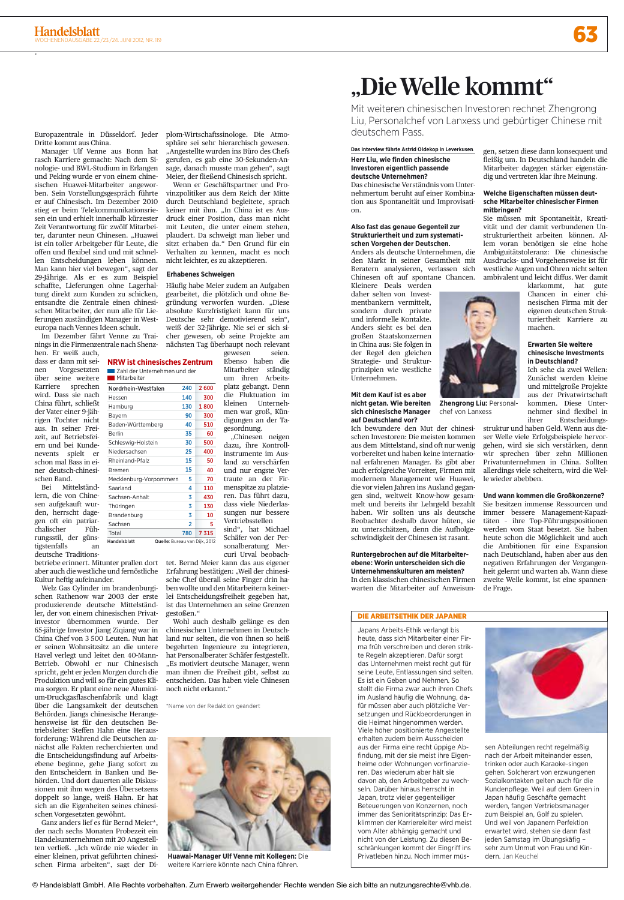Europazentrale in Düsseldorf. Jeder Dritte kommt aus China.

Manager Ulf Venne aus Bonn hat rasch Karriere gemacht: Nach dem Sinologie- und BWL-Studium in Erlangen und Peking wurde er von einem chinesischen Huawei-Mitarbeiter angeworben. Sein Vorstellungsgespräch führte er auf Chinesisch. Im Dezember 2010 stieg er beim Telekommunikationsriesen ein und erhielt innerhalb kürzester Zeit Verantwortung für zwölf Mitarbeiter, darunter neun Chinesen. „Huawei ist ein toller Arbeitgeber für Leute, die offen und flexibel sind und mit schnellen Entscheidungen leben können. Man kann hier viel bewegen", sagt der 29-Jährige. Als er es zum Beispiel schaffte, Lieferungen ohne Lagerhaltung direkt zum Kunden zu schicken, entsandte die Zentrale einen chinesischen Mitarbeiter, der nun alle für Lieferungen zuständigen Manager in Westeuropa nach Vennes Ideen schult.

Im Dezember fährt Venne zu Trainings in die Firmenzentrale nach Shenzhen. Er weiß auch, dass er dann mit seinen Vorgesetzten über seine weitere Karriere sprechen wird. Dass sie nach China führt, schließt der Vater einer 9-jährigen Tochter nicht aus. In seiner Freizeit, auf Betriebsfeiern und bei Kundenevents spielt er schon mal Bass in einer deutsch-chinesischen Band.

Bei Mittelständlern, die von Chinesen aufgekauft wurden, herrscht dagegen oft ein patriarchalischer Führungsstil, der günstigstenfalls an deutsche Traditionsbetriebe erinnert. Mitunter prallen dort aber auch die westliche und fernöstliche Kultur heftig aufeinander.

Welz Gas Cylinder im brandenburgischen Rathenow war 2003 der erste produzierende deutsche Mittelständler, der von einem chinesischen Privatinvestor übernommen wurde. Der 65-jährige Investor Jiang Ziqiang war in China Chef von 3 500 Leuten. Nun hat er seinen Wohnsitz an die untere Havel verlegt und leitet den 40-Mann-Betrieb. Obwohl er nur Chinesisch spricht, geht er jeden Morgen durch die Produktion und will so für ein gutes Klima sorgen. Er plant eine neue Aluminium-Druckgasflaschenfabrik und klagt über die Langsamkeit der deutschen Behörden. Jiangs chinesische Herangehensweise ist für den deutschen Betriebsleiter Steffen Hahn eine Herausforderung: Während die Deutschen zunächst alle Fakten recherchieren und die Entscheidungsfindung auf Arbeitsebene beginne, gehe Jiang sofort zu den Entscheidern in Banken und Behörden. Und dort dauerten alle Diskussionen mit ihm wegen des Übersetzens doppelt so lange, weiß Hahn. Er hat sich an die Eigenheiten seines chinesischen Vorgesetzten gewöhnt.

Ganz anders lief es für Bernd Meier*, der nach sechs Monaten Probezeit ein Handelsunternehmen mit 20 Angestellten verließ. „Ich würde nie wieder in einer kleinen, privat geführten chinesischen Firma arbeiten", sagt der Diplom-Wirtschaftssinologe. Die Atmosphäre sei sehr hierarchisch gewesen. „Angestellte wurden ins Büro des Chefs gerufen, es gab eine 30-Sekunden-Ansage, danach musste man gehen", sagt Meier, der fließend Chinesisch spricht.

Wenn er Geschäftspartner und Provinzpolitiker aus dem Reich der Mitte durch Deutschland begleitete, sprach keiner mit ihm. „In China ist es Ausdruck einer Position, dass man nicht mit Leuten, die unter einem stehen, plaudert. Da schweigt man lieber und sitzt erhaben da." Den Grund für ein Verhalten zu kennen, macht es noch nicht leichter, es zu akzeptieren.

### Erhabenes Schweigen

Häufig habe Meier zudem an Aufgaben gearbeitet, die plötzlich und ohne Begründung verworfen wurden. „Diese absolute Kurzfristigkeit kann für uns Deutsche sehr demotivierend sein", weiß der 32-Jährige. Nie sei er sich sicher gewesen, ob seine Projekte am nächsten Tag überhaupt noch relevant gewesen seien. Ebenso haben die Mitarbeiter ständig um ihren Arbeitsplatz gebangt. Denn die Fluktuation im kleinen Unternehmen war groß, Kündigungen an der Tagesordnung.

„Chinesen neigen dazu, ihre Kontrollinstrumente im Ausland zu verschärfen und nur engste Vertraute an der Firmenspitze zu platzieren. Das führt dazu, dass viele Niederlassungen nur bessere Vertriebsstellen sind", hat Michael Schäfer von der Personalberatung Mercuri Urval beobachtet. Bernd Meier kann das aus eigener Erfahrung bestätigen: „Weil der chinesische Chef überall seine Finger drin haben wollte und den Mitarbeitern keinerlei Entscheidungsfreiheit gegeben hat, ist das Unternehmen an seine Grenzen gestoßen."

Wohl auch deshalb gelänge es den chinesischen Unternehmen in Deutschland nur selten, die von ihnen so heiß begehrten Ingenieure zu integrieren, hat Personalberater Schäfer festgestellt. „Es motiviert deutsche Manager, wenn man ihnen die Freiheit gibt, selbst zu entscheiden. Das haben viele Chinesen noch nicht erkannt."

*Name von der Redaktion geändert

**NRW ist chinesisches Zentrum**

Zahl der Unternehmen und der Mitarbeiter

| | Unternehmen | Mitarbeiter |
|---|---|---|
| Nordrhein-Westfalen | 240 | 2 600 |
| Hessen | 140 | 300 |
| Hamburg | 130 | 1 800 |
| Bayern | 90 | 300 |
| Baden-Württemberg | 40 | 510 |
| Berlin | 35 | 60 |
| Schleswig-Holstein | 30 | 500 |
| Niedersachsen | 25 | 400 |
| Rheinland-Pfalz | 15 | 50 |
| Bremen | 15 | 40 |
| Mecklenburg-Vorpommern | 5 | 70 |
| Saarland | 4 | 110 |
| Sachsen-Anhalt | 3 | 430 |
| Thüringen | 3 | 130 |
| Brandenburg | 3 | 10 |
| Sachsen | 2 | 5 |
| Total | 780 | 7 315 |

Handelsblatt Quelle: Bureau van Dijk, 2012

**Huawei-Manager Ulf Venne mit Kollegen:** Die weitere Karriere könnte nach China führen.

# „Die Welle kommt"

Mit weiteren chinesischen Investoren rechnet Zhengrong Liu, Personalchef von Lanxess und gebürtiger Chinese mit deutschem Pass.

Das Interview führte Astrid Oldekop in Leverkusen.

**Herr Liu, wie finden chinesische Investoren eigentlich passende deutsche Unternehmen?**

Das chinesische Verständnis vom Unternehmertum beruht auf einer Kombination aus Spontaneität und Improvisation.

**Also fast das genaue Gegenteil zur Strukturiertheit und zum systematischen Vorgehen der Deutschen.**

Anders als deutsche Unternehmen, die den Markt in seiner Gesamtheit mit Beratern analysieren, verlassen sich Chinesen oft auf spontane Chancen. Kleinere Deals werden daher selten von Investmentbankern vermittelt, sondern durch private und informelle Kontakte. Anders sieht es bei den großen Staatskonzernen in China aus: Sie folgen in der Regel den gleichen Strategie- und Strukturprinzipien wie westliche Unternehmen.

**Zhengrong Liu:** Personalchef von Lanxess

**Mit dem Kauf ist es aber nicht getan. Wie bereiten sich chinesische Manager auf Deutschland vor?**

Ich bewundere den Mut der chinesischen Investoren: Die meisten kommen aus dem Mittelstand, sind oft nur wenig vorbereitet und haben keine international erfahrenen Manager. Es gibt aber auch erfolgreiche Vorreiter, Firmen mit modernem Management wie Huawei, die vor vielen Jahren ins Ausland gegangen sind, weltweit Know-how gesammelt und bereits ihr Lehrgeld bezahlt haben. Wir sollten uns als deutsche Beobachter deshalb davor hüten, sie zu unterschätzen, denn die Aufholgeschwindigkeit der Chinesen ist rasant.

**Runtergebrochen auf die Mitarbeiterebene: Worin unterscheiden sich die Unternehmenskulturen am meisten?**

In den klassischen chinesischen Firmen warten die Mitarbeiter auf Anweisungen, setzen diese dann konsequent und fleißig um. In Deutschland handeln die Mitarbeiter dagegen stärker eigenständig und vertreten klar ihre Meinung.

**Welche Eigenschaften müssen deutsche Mitarbeiter chinesischer Firmen mitbringen?**

Sie müssen mit Spontaneität, Kreativität und der damit verbundenen Unstrukturiertheit arbeiten können. Allem voran benötigen sie eine hohe Ambiguitätstoleranz: Die chinesische Ausdrucks- und Vorgehensweise ist für westliche Augen und Ohren nicht selten ambivalent und leicht diffus. Wer damit klarkommt, hat gute Chancen in einer chinesischen Firma mit der eigenen deutschen Strukturiertheit Karriere zu machen.

**Erwarten Sie weitere chinesische Investments in Deutschland?**

Ich sehe da zwei Wellen: Zunächst werden kleine und mittelgroße Projekte aus der Privatwirtschaft kommen. Diese Unternehmer sind flexibel in ihrer Entscheidungsstruktur und haben Geld. Wenn aus dieser Welle viele Erfolgsbeispiele hervorgehen, wird sie sich verstärken, denn wir sprechen über zehn Millionen Privatunternehmen in China. Sollten allerdings viele scheitern, wird die Welle wieder abebben.

**Und wann kommen die Großkonzerne?**

Sie besitzen immense Ressourcen und immer bessere Management-Kapazitäten – ihre Top-Führungspositionen werden vom Staat besetzt. Sie haben heute schon die Möglichkeit und auch die Ambitionen für eine Expansion nach Deutschland, haben aber aus den negativen Erfahrungen der Vergangenheit gelernt und warten ab. Wann diese zweite Welle kommt, ist eine spannende Frage.

**DIE ARBEITSETHIK DER JAPANER**

Japans Arbeits-Ethik verlangt bis heute, dass sich Mitarbeiter einer Firma früh verschreiben und deren strikte Regeln akzeptieren. Dafür sorgt das Unternehmen meist recht gut für seine Leute, Entlassungen sind selten. Es ist ein Geben und Nehmen. So stellt die Firma zwar auch ihren Chefs im Ausland häufig die Wohnung, dafür müssen aber auch plötzliche Versetzungen und Rückbeorderungen in die Heimat hingenommen werden. Viele höher positionierte Angestellte erhalten zudem beim Ausscheiden aus der Firma eine recht üppige Abfindung, mit der sie meist ihre Eigenheime oder Wohnungen vorfinanzieren. Das wiederum aber hält sie davon ab, den Arbeitgeber zu wechseln. Darüber hinaus herrscht in Japan, trotz vieler gegenteiliger Beteuerungen von Konzernen, noch immer das Senioritätsprinzip: Das Erklimmen der Karriereleiter wird meist vom Alter abhängig gemacht und nicht von der Leistung. Zu diesen Beschränkungen kommt der Eingriff ins Privatleben hinzu. Noch immer müssen Abteilungen recht regelmäßig nach der Arbeit miteinander essen, trinken oder auch Karaoke-singen gehen. Solcherart von erzwungenen Sozialkontakten gelten auch für die Kundenpflege. Weil auf dem Green in Japan häufig Geschäfte gemacht werden, fangen Vertriebsmanager zum Beispiel an, Golf zu spielen. Und weil von Japanern Perfektion erwartet wird, stehen sie dann fast jeden Samstag im Übungskäfig – sehr zum Unmut von Frau und Kindern. *Jan Keuchel*